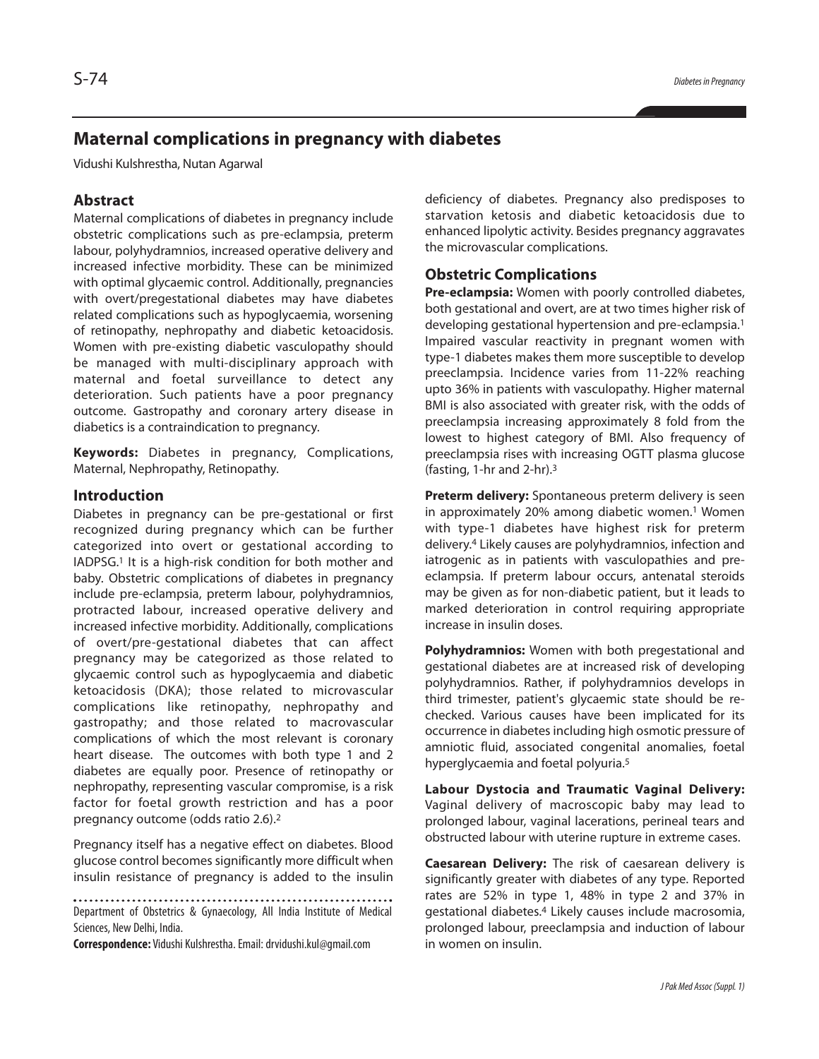# Maternal complications in pregnancy with diabetes

Vidushi Kulshrestha, Nutan Agarwal

## Abstract

Maternal complications of diabetes in pregnancy include obstetric complications such as pre-eclampsia, preterm labour, polyhydramnios, increased operative delivery and increased infective morbidity. These can be minimized with optimal glycaemic control. Additionally, pregnancies with overt/pregestational diabetes may have diabetes related complications such as hypoglycaemia, worsening of retinopathy, nephropathy and diabetic ketoacidosis. Women with pre-existing diabetic vasculopathy should be managed with multi-disciplinary approach with maternal and foetal surveillance to detect any deterioration. Such patients have a poor pregnancy outcome. Gastropathy and coronary artery disease in diabetics is a contraindication to pregnancy.

**Keywords:** Diabetes in pregnancy, Complications, Maternal, Nephropathy, Retinopathy.

## Introduction

Diabetes in pregnancy can be pre-gestational or first recognized during pregnancy which can be further categorized into overt or gestational according to IADPSG.[1] It is a high-risk condition for both mother and baby. Obstetric complications of diabetes in pregnancy include pre-eclampsia, preterm labour, polyhydramnios, protracted labour, increased operative delivery and increased infective morbidity. Additionally, complications of overt/pre-gestational diabetes that can affect pregnancy may be categorized as those related to glycaemic control such as hypoglycaemia and diabetic ketoacidosis (DKA); those related to microvascular complications like retinopathy, nephropathy and gastropathy; and those related to macrovascular complications of which the most relevant is coronary heart disease. The outcomes with both type 1 and 2 diabetes are equally poor. Presence of retinopathy or nephropathy, representing vascular compromise, is a risk factor for foetal growth restriction and has a poor pregnancy outcome (odds ratio 2.6).[2]

Pregnancy itself has a negative effect on diabetes. Blood glucose control becomes significantly more difficult when insulin resistance of pregnancy is added to the insulin deficiency of diabetes. Pregnancy also predisposes to starvation ketosis and diabetic ketoacidosis due to enhanced lipolytic activity. Besides pregnancy aggravates the microvascular complications.

Department of Obstetrics & Gynaecology, All India Institute of Medical Sciences, New Delhi, India.

**Correspondence:** Vidushi Kulshrestha. Email: drvidushi.kul@gmail.com

## Obstetric Complications

**Pre-eclampsia:** Women with poorly controlled diabetes, both gestational and overt, are at two times higher risk of developing gestational hypertension and pre-eclampsia.[1] Impaired vascular reactivity in pregnant women with type-1 diabetes makes them more susceptible to develop preeclampsia. Incidence varies from 11-22% reaching upto 36% in patients with vasculopathy. Higher maternal BMI is also associated with greater risk, with the odds of preeclampsia increasing approximately 8 fold from the lowest to highest category of BMI. Also frequency of preeclampsia rises with increasing OGTT plasma glucose (fasting, 1-hr and 2-hr).[3]

**Preterm delivery:** Spontaneous preterm delivery is seen in approximately 20% among diabetic women.[1] Women with type-1 diabetes have highest risk for preterm delivery.[4] Likely causes are polyhydramnios, infection and iatrogenic as in patients with vasculopathies and pre-eclampsia. If preterm labour occurs, antenatal steroids may be given as for non-diabetic patient, but it leads to marked deterioration in control requiring appropriate increase in insulin doses.

**Polyhydramnios:** Women with both pregestational and gestational diabetes are at increased risk of developing polyhydramnios. Rather, if polyhydramnios develops in third trimester, patient's glycaemic state should be re-checked. Various causes have been implicated for its occurrence in diabetes including high osmotic pressure of amniotic fluid, associated congenital anomalies, foetal hyperglycaemia and foetal polyuria.[5]

**Labour Dystocia and Traumatic Vaginal Delivery:** Vaginal delivery of macroscopic baby may lead to prolonged labour, vaginal lacerations, perineal tears and obstructed labour with uterine rupture in extreme cases.

**Caesarean Delivery:** The risk of caesarean delivery is significantly greater with diabetes of any type. Reported rates are 52% in type 1, 48% in type 2 and 37% in gestational diabetes.[4] Likely causes include macrosomia, prolonged labour, preeclampsia and induction of labour in women on insulin.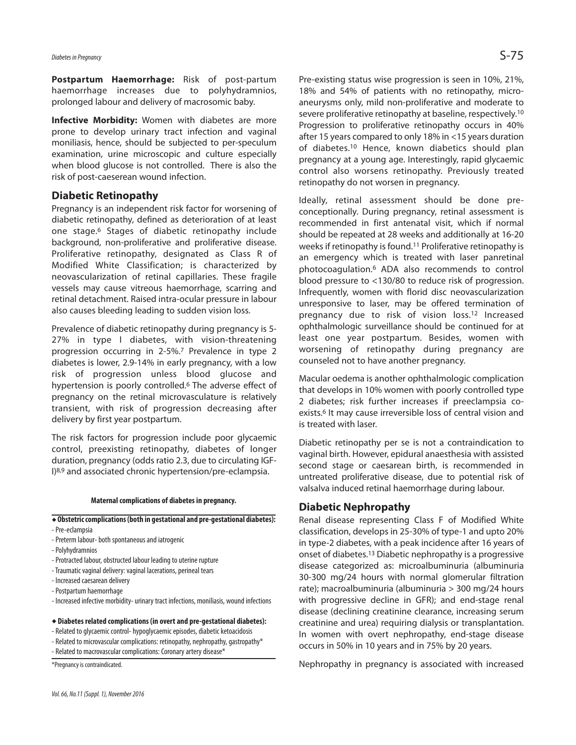**Postpartum Haemorrhage:** Risk of post-partum haemorrhage increases due to polyhydramnios, prolonged labour and delivery of macrosomic baby.

**Infective Morbidity:** Women with diabetes are more prone to develop urinary tract infection and vaginal moniliasis, hence, should be subjected to per-speculum examination, urine microscopic and culture especially when blood glucose is not controlled. There is also the risk of post-caeserean wound infection.

## Diabetic Retinopathy

Pregnancy is an independent risk factor for worsening of diabetic retinopathy, defined as deterioration of at least one stage.[6] Stages of diabetic retinopathy include background, non-proliferative and proliferative disease. Proliferative retinopathy, designated as Class R of Modified White Classification; is characterized by neovascularization of retinal capillaries. These fragile vessels may cause vitreous haemorrhage, scarring and retinal detachment. Raised intra-ocular pressure in labour also causes bleeding leading to sudden vision loss.

Prevalence of diabetic retinopathy during pregnancy is 5-27% in type I diabetes, with vision-threatening progression occurring in 2-5%.[7] Prevalence in type 2 diabetes is lower, 2.9-14% in early pregnancy, with a low risk of progression unless blood glucose and hypertension is poorly controlled.[6] The adverse effect of pregnancy on the retinal microvasculature is relatively transient, with risk of progression decreasing after delivery by first year postpartum.

The risk factors for progression include poor glycaemic control, preexisting retinopathy, diabetes of longer duration, pregnancy (odds ratio 2.3, due to circulating IGF-I)[8,9] and associated chronic hypertension/pre-eclampsia.

**Maternal complications of diabetes in pregnancy.**

- **Obstetric complications (both in gestational and pre-gestational diabetes):**
  - Pre-eclampsia
  - Preterm labour- both spontaneous and iatrogenic
  - Polyhydramnios
  - Protracted labour, obstructed labour leading to uterine rupture
  - Traumatic vaginal delivery: vaginal lacerations, perineal tears
  - Increased caesarean delivery
  - Postpartum haemorrhage
  - Increased infective morbidity- urinary tract infections, moniliasis, wound infections
- **Diabetes related complications (in overt and pre-gestational diabetes):**
  - Related to glycaemic control- hypoglycaemic episodes, diabetic ketoacidosis
  - Related to microvascular complications: retinopathy, nephropathy, gastropathy*
  - Related to macrovascular complications: Coronary artery disease*

*Pregnancy is contraindicated.

Pre-existing status wise progression is seen in 10%, 21%, 18% and 54% of patients with no retinopathy, micro-aneurysms only, mild non-proliferative and moderate to severe proliferative retinopathy at baseline, respectively.[10] Progression to proliferative retinopathy occurs in 40% after 15 years compared to only 18% in <15 years duration of diabetes.[10] Hence, known diabetics should plan pregnancy at a young age. Interestingly, rapid glycaemic control also worsens retinopathy. Previously treated retinopathy do not worsen in pregnancy.

Ideally, retinal assessment should be done pre-conceptionally. During pregnancy, retinal assessment is recommended in first antenatal visit, which if normal should be repeated at 28 weeks and additionally at 16-20 weeks if retinopathy is found.[11] Proliferative retinopathy is an emergency which is treated with laser panretinal photocoagulation.[6] ADA also recommends to control blood pressure to <130/80 to reduce risk of progression. Infrequently, women with florid disc neovascularization unresponsive to laser, may be offered termination of pregnancy due to risk of vision loss.[12] Increased ophthalmologic surveillance should be continued for at least one year postpartum. Besides, women with worsening of retinopathy during pregnancy are counseled not to have another pregnancy.

Macular oedema is another ophthalmologic complication that develops in 10% women with poorly controlled type 2 diabetes; risk further increases if preeclampsia co-exists.[6] It may cause irreversible loss of central vision and is treated with laser.

Diabetic retinopathy per se is not a contraindication to vaginal birth. However, epidural anaesthesia with assisted second stage or caesarean birth, is recommended in untreated proliferative disease, due to potential risk of valsalva induced retinal haemorrhage during labour.

## Diabetic Nephropathy

Renal disease representing Class F of Modified White classification, develops in 25-30% of type-1 and upto 20% in type-2 diabetes, with a peak incidence after 16 years of onset of diabetes.[13] Diabetic nephropathy is a progressive disease categorized as: microalbuminuria (albuminuria 30-300 mg/24 hours with normal glomerular filtration rate); macroalbuminuria (albuminuria > 300 mg/24 hours with progressive decline in GFR); and end-stage renal disease (declining creatinine clearance, increasing serum creatinine and urea) requiring dialysis or transplantation. In women with overt nephropathy, end-stage disease occurs in 50% in 10 years and in 75% by 20 years.

Nephropathy in pregnancy is associated with increased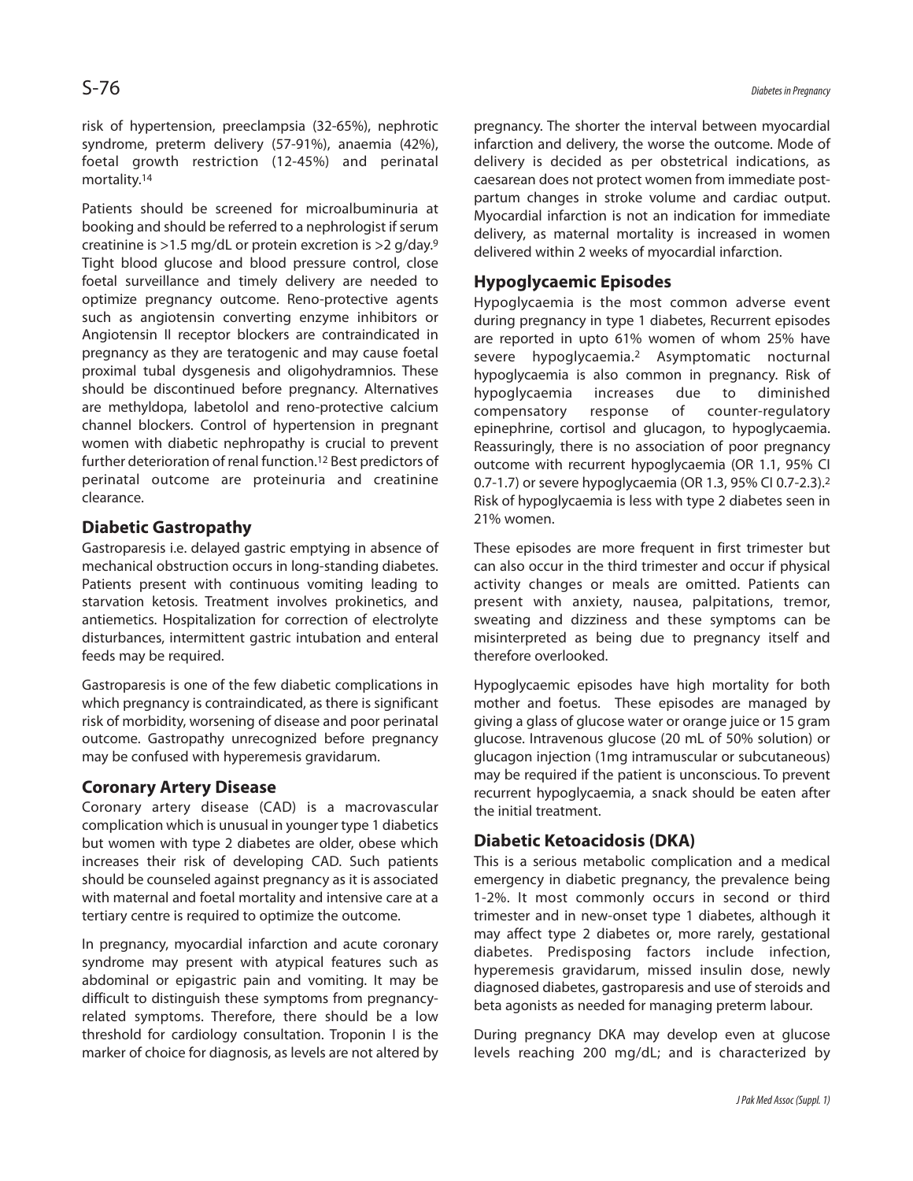risk of hypertension, preeclampsia (32-65%), nephrotic syndrome, preterm delivery (57-91%), anaemia (42%), foetal growth restriction (12-45%) and perinatal mortality.[14]

Patients should be screened for microalbuminuria at booking and should be referred to a nephrologist if serum creatinine is >1.5 mg/dL or protein excretion is >2 g/day.[9] Tight blood glucose and blood pressure control, close foetal surveillance and timely delivery are needed to optimize pregnancy outcome. Reno-protective agents such as angiotensin converting enzyme inhibitors or Angiotensin II receptor blockers are contraindicated in pregnancy as they are teratogenic and may cause foetal proximal tubal dysgenesis and oligohydramnios. These should be discontinued before pregnancy. Alternatives are methyldopa, labetolol and reno-protective calcium channel blockers. Control of hypertension in pregnant women with diabetic nephropathy is crucial to prevent further deterioration of renal function.[12] Best predictors of perinatal outcome are proteinuria and creatinine clearance.

## Diabetic Gastropathy

Gastroparesis i.e. delayed gastric emptying in absence of mechanical obstruction occurs in long-standing diabetes. Patients present with continuous vomiting leading to starvation ketosis. Treatment involves prokinetics, and antiemetics. Hospitalization for correction of electrolyte disturbances, intermittent gastric intubation and enteral feeds may be required.

Gastroparesis is one of the few diabetic complications in which pregnancy is contraindicated, as there is significant risk of morbidity, worsening of disease and poor perinatal outcome. Gastropathy unrecognized before pregnancy may be confused with hyperemesis gravidarum.

## Coronary Artery Disease

Coronary artery disease (CAD) is a macrovascular complication which is unusual in younger type 1 diabetics but women with type 2 diabetes are older, obese which increases their risk of developing CAD. Such patients should be counseled against pregnancy as it is associated with maternal and foetal mortality and intensive care at a tertiary centre is required to optimize the outcome.

In pregnancy, myocardial infarction and acute coronary syndrome may present with atypical features such as abdominal or epigastric pain and vomiting. It may be difficult to distinguish these symptoms from pregnancy-related symptoms. Therefore, there should be a low threshold for cardiology consultation. Troponin I is the marker of choice for diagnosis, as levels are not altered by pregnancy. The shorter the interval between myocardial infarction and delivery, the worse the outcome. Mode of delivery is decided as per obstetrical indications, as caesarean does not protect women from immediate post-partum changes in stroke volume and cardiac output. Myocardial infarction is not an indication for immediate delivery, as maternal mortality is increased in women delivered within 2 weeks of myocardial infarction.

## Hypoglycaemic Episodes

Hypoglycaemia is the most common adverse event during pregnancy in type 1 diabetes, Recurrent episodes are reported in upto 61% women of whom 25% have severe hypoglycaemia.[2] Asymptomatic nocturnal hypoglycaemia is also common in pregnancy. Risk of hypoglycaemia increases due to diminished compensatory response of counter-regulatory epinephrine, cortisol and glucagon, to hypoglycaemia. Reassuringly, there is no association of poor pregnancy outcome with recurrent hypoglycaemia (OR 1.1, 95% CI 0.7-1.7) or severe hypoglycaemia (OR 1.3, 95% CI 0.7-2.3).[2] Risk of hypoglycaemia is less with type 2 diabetes seen in 21% women.

These episodes are more frequent in first trimester but can also occur in the third trimester and occur if physical activity changes or meals are omitted. Patients can present with anxiety, nausea, palpitations, tremor, sweating and dizziness and these symptoms can be misinterpreted as being due to pregnancy itself and therefore overlooked.

Hypoglycaemic episodes have high mortality for both mother and foetus. These episodes are managed by giving a glass of glucose water or orange juice or 15 gram glucose. Intravenous glucose (20 mL of 50% solution) or glucagon injection (1mg intramuscular or subcutaneous) may be required if the patient is unconscious. To prevent recurrent hypoglycaemia, a snack should be eaten after the initial treatment.

## Diabetic Ketoacidosis (DKA)

This is a serious metabolic complication and a medical emergency in diabetic pregnancy, the prevalence being 1-2%. It most commonly occurs in second or third trimester and in new-onset type 1 diabetes, although it may affect type 2 diabetes or, more rarely, gestational diabetes. Predisposing factors include infection, hyperemesis gravidarum, missed insulin dose, newly diagnosed diabetes, gastroparesis and use of steroids and beta agonists as needed for managing preterm labour.

During pregnancy DKA may develop even at glucose levels reaching 200 mg/dL; and is characterized by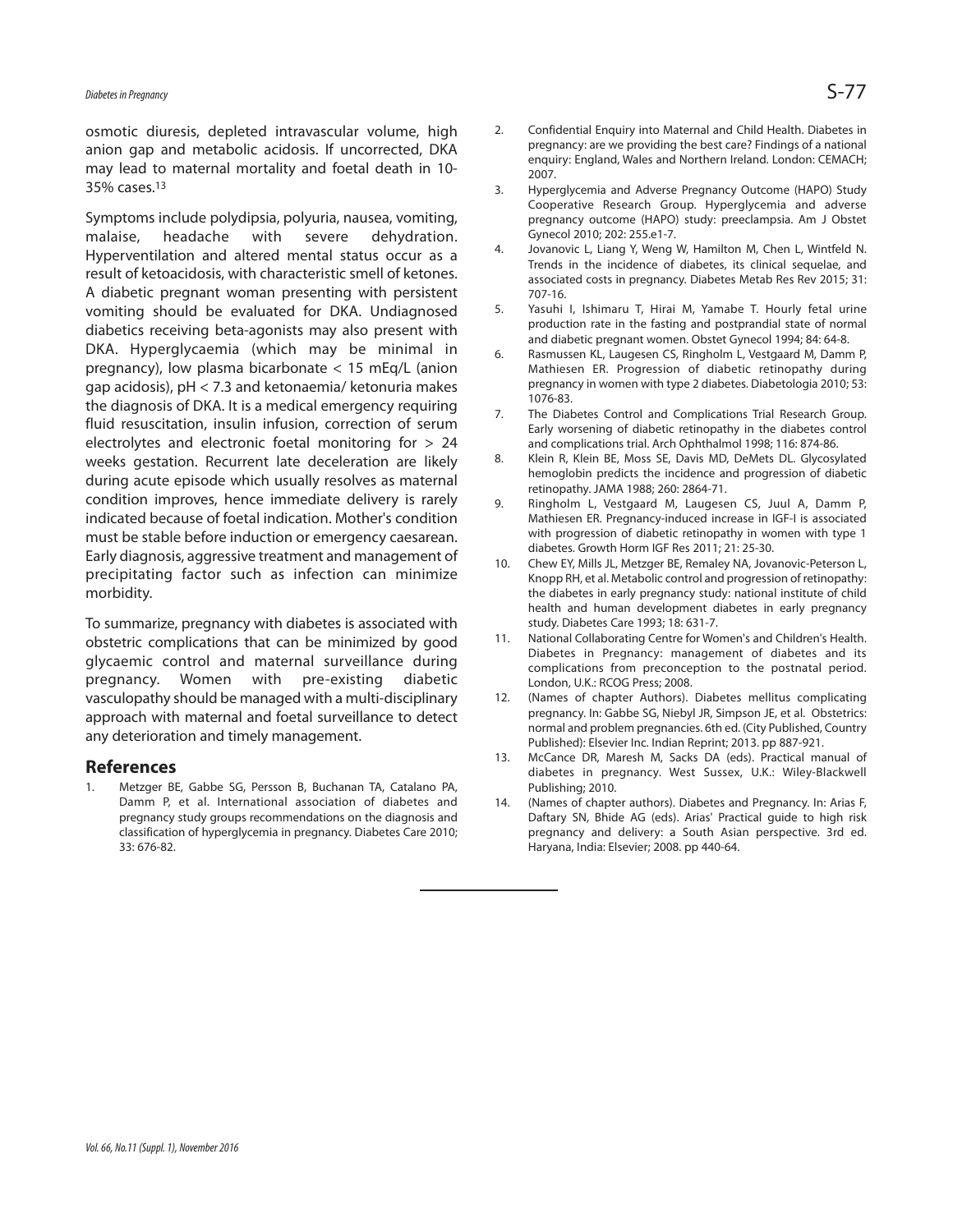osmotic diuresis, depleted intravascular volume, high anion gap and metabolic acidosis. If uncorrected, DKA may lead to maternal mortality and foetal death in 10-35% cases.[13]

Symptoms include polydipsia, polyuria, nausea, vomiting, malaise, headache with severe dehydration. Hyperventilation and altered mental status occur as a result of ketoacidosis, with characteristic smell of ketones. A diabetic pregnant woman presenting with persistent vomiting should be evaluated for DKA. Undiagnosed diabetics receiving beta-agonists may also present with DKA. Hyperglycaemia (which may be minimal in pregnancy), low plasma bicarbonate < 15 mEq/L (anion gap acidosis), pH < 7.3 and ketonaemia/ ketonuria makes the diagnosis of DKA. It is a medical emergency requiring fluid resuscitation, insulin infusion, correction of serum electrolytes and electronic foetal monitoring for > 24 weeks gestation. Recurrent late deceleration are likely during acute episode which usually resolves as maternal condition improves, hence immediate delivery is rarely indicated because of foetal indication. Mother's condition must be stable before induction or emergency caesarean. Early diagnosis, aggressive treatment and management of precipitating factor such as infection can minimize morbidity.

To summarize, pregnancy with diabetes is associated with obstetric complications that can be minimized by good glycaemic control and maternal surveillance during pregnancy. Women with pre-existing diabetic vasculopathy should be managed with a multi-disciplinary approach with maternal and foetal surveillance to detect any deterioration and timely management.

## References

1. Metzger BE, Gabbe SG, Persson B, Buchanan TA, Catalano PA, Damm P, et al. International association of diabetes and pregnancy study groups recommendations on the diagnosis and classification of hyperglycemia in pregnancy. Diabetes Care 2010; 33: 676-82.
2. Confidential Enquiry into Maternal and Child Health. Diabetes in pregnancy: are we providing the best care? Findings of a national enquiry: England, Wales and Northern Ireland. London: CEMACH; 2007.
3. Hyperglycemia and Adverse Pregnancy Outcome (HAPO) Study Cooperative Research Group. Hyperglycemia and adverse pregnancy outcome (HAPO) study: preeclampsia. Am J Obstet Gynecol 2010; 202: 255.e1-7.
4. Jovanovic L, Liang Y, Weng W, Hamilton M, Chen L, Wintfeld N. Trends in the incidence of diabetes, its clinical sequelae, and associated costs in pregnancy. Diabetes Metab Res Rev 2015; 31: 707-16.
5. Yasuhi I, Ishimaru T, Hirai M, Yamabe T. Hourly fetal urine production rate in the fasting and postprandial state of normal and diabetic pregnant women. Obstet Gynecol 1994; 84: 64-8.
6. Rasmussen KL, Laugesen CS, Ringholm L, Vestgaard M, Damm P, Mathiesen ER. Progression of diabetic retinopathy during pregnancy in women with type 2 diabetes. Diabetologia 2010; 53: 1076-83.
7. The Diabetes Control and Complications Trial Research Group. Early worsening of diabetic retinopathy in the diabetes control and complications trial. Arch Ophthalmol 1998; 116: 874-86.
8. Klein R, Klein BE, Moss SE, Davis MD, DeMets DL. Glycosylated hemoglobin predicts the incidence and progression of diabetic retinopathy. JAMA 1988; 260: 2864-71.
9. Ringholm L, Vestgaard M, Laugesen CS, Juul A, Damm P, Mathiesen ER. Pregnancy-induced increase in IGF-I is associated with progression of diabetic retinopathy in women with type 1 diabetes. Growth Horm IGF Res 2011; 21: 25-30.
10. Chew EY, Mills JL, Metzger BE, Remaley NA, Jovanovic-Peterson L, Knopp RH, et al. Metabolic control and progression of retinopathy: the diabetes in early pregnancy study: national institute of child health and human development diabetes in early pregnancy study. Diabetes Care 1993; 18: 631-7.
11. National Collaborating Centre for Women's and Children's Health. Diabetes in Pregnancy: management of diabetes and its complications from preconception to the postnatal period. London, U.K.: RCOG Press; 2008.
12. (Names of chapter Authors). Diabetes mellitus complicating pregnancy. In: Gabbe SG, Niebyl JR, Simpson JE, et al. Obstetrics: normal and problem pregnancies. 6th ed. (City Published, Country Published): Elsevier Inc. Indian Reprint; 2013. pp 887-921.
13. McCance DR, Maresh M, Sacks DA (eds). Practical manual of diabetes in pregnancy. West Sussex, U.K.: Wiley-Blackwell Publishing; 2010.
14. (Names of chapter authors). Diabetes and Pregnancy. In: Arias F, Daftary SN, Bhide AG (eds). Arias' Practical guide to high risk pregnancy and delivery: a South Asian perspective. 3rd ed. Haryana, India: Elsevier; 2008. pp 440-64.